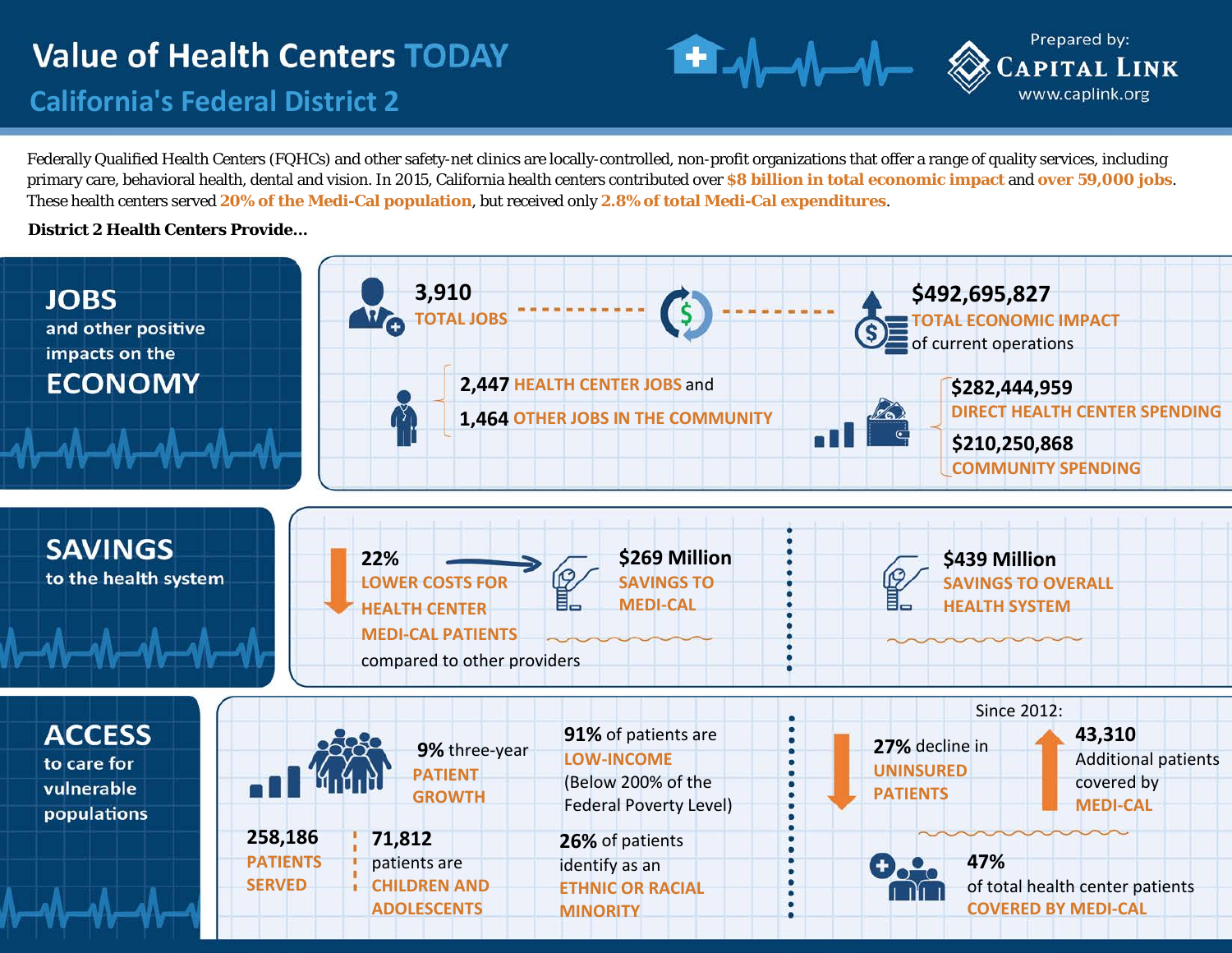# Value of Health Centers TODAY

## California's Federal District 2

Prepared by: Capital Link
www.caplink.org

Federally Qualified Health Centers (FQHCs) and other safety-net clinics are locally-controlled, non-profit organizations that offer a range of quality services, including primary care, behavioral health, dental and vision. In 2015, California health centers contributed over **$8 billion in total economic impact** and **over 59,000 jobs**. These health centers served **20% of the Medi-Cal population**, but received only **2.8% of total Medi-Cal expenditures**.

**District 2 Health Centers Provide...**

## JOBS and other positive impacts on the ECONOMY

**3,910** TOTAL JOBS

**$492,695,827** TOTAL ECONOMIC IMPACT of current operations

**2,447** HEALTH CENTER JOBS and

**1,464** OTHER JOBS IN THE COMMUNITY

**$282,444,959** DIRECT HEALTH CENTER SPENDING

**$210,250,868** COMMUNITY SPENDING

## SAVINGS to the health system

**22%** LOWER COSTS FOR HEALTH CENTER MEDI-CAL PATIENTS compared to other providers

**$269 Million** SAVINGS TO MEDI-CAL

**$439 Million** SAVINGS TO OVERALL HEALTH SYSTEM

## ACCESS to care for vulnerable populations

**9%** three-year PATIENT GROWTH

**258,186** PATIENTS SERVED

**71,812** patients are CHILDREN AND ADOLESCENTS

**91%** of patients are LOW-INCOME (Below 200% of the Federal Poverty Level)

**26%** of patients identify as an ETHNIC OR RACIAL MINORITY

Since 2012:

**27%** decline in UNINSURED PATIENTS

**43,310** Additional patients covered by MEDI-CAL

**47%** of total health center patients COVERED BY MEDI-CAL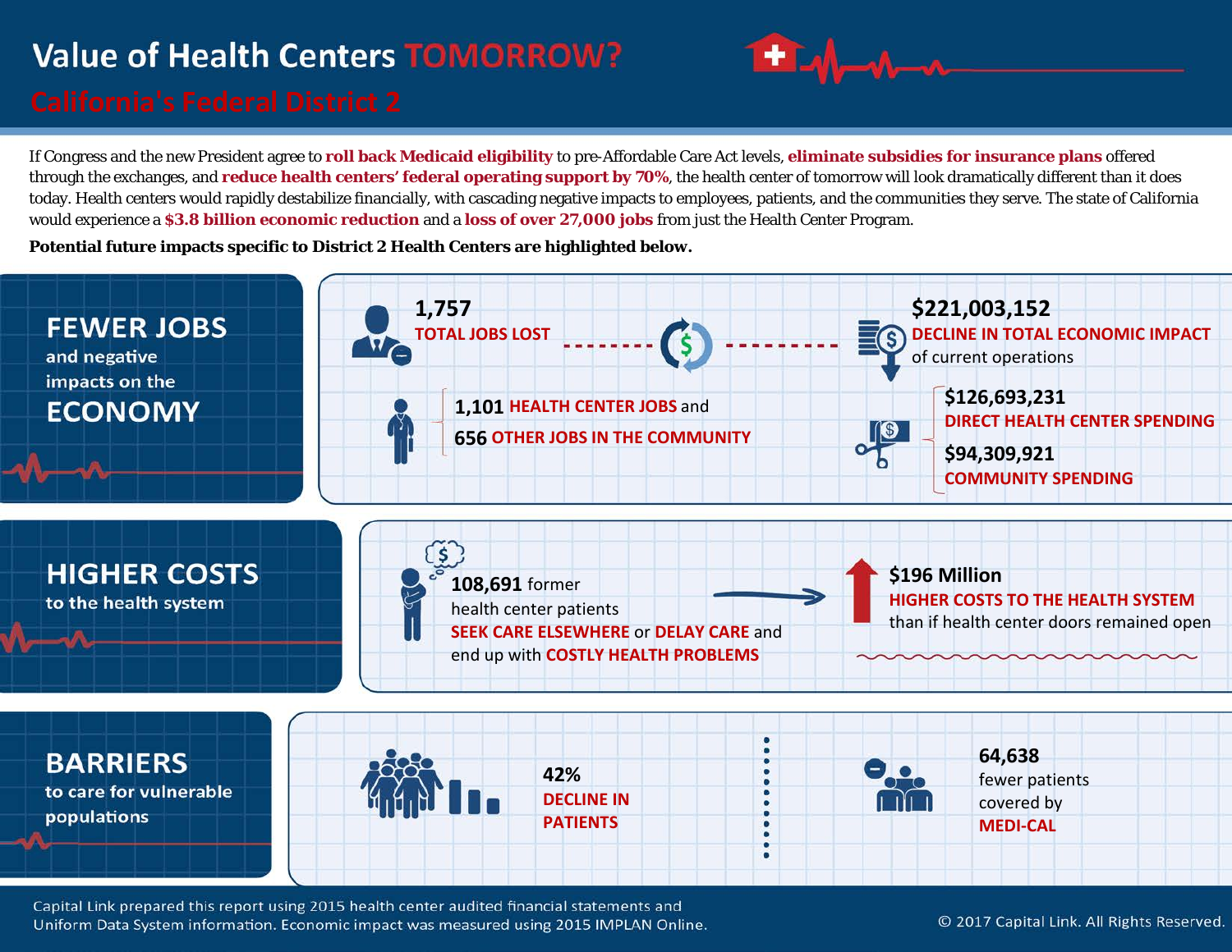# Value of Health Centers TOMORROW?

## California's Federal District 2

If Congress and the new President agree to **roll back Medicaid eligibility** to pre-Affordable Care Act levels, **eliminate subsidies for insurance plans** offered through the exchanges, and **reduce health centers' federal operating support by 70%**, the health center of tomorrow will look dramatically different than it does today. Health centers would rapidly destabilize financially, with cascading negative impacts to employees, patients, and the communities they serve. The state of California would experience a **$3.8 billion economic reduction** and a **loss of over 27,000 jobs** from just the Health Center Program.

**Potential future impacts specific to District 2 Health Centers are highlighted below.**

### FEWER JOBS and negative impacts on the ECONOMY

**1,757**
**TOTAL JOBS LOST**

- **1,101 HEALTH CENTER JOBS** and
- **656 OTHER JOBS IN THE COMMUNITY**

**$221,003,152**
**DECLINE IN TOTAL ECONOMIC IMPACT** of current operations

- **$126,693,231**
  **DIRECT HEALTH CENTER SPENDING**
- **$94,309,921**
  **COMMUNITY SPENDING**

### HIGHER COSTS to the health system

**108,691** former health center patients **SEEK CARE ELSEWHERE** or **DELAY CARE** and end up with **COSTLY HEALTH PROBLEMS**

**$196 Million**
**HIGHER COSTS TO THE HEALTH SYSTEM** than if health center doors remained open

### BARRIERS to care for vulnerable populations

**42%**
**DECLINE IN PATIENTS**

**64,638** fewer patients covered by **MEDI-CAL**

Capital Link prepared this report using 2015 health center audited financial statements and Uniform Data System information. Economic impact was measured using 2015 IMPLAN Online.

© 2017 Capital Link. All Rights Reserved.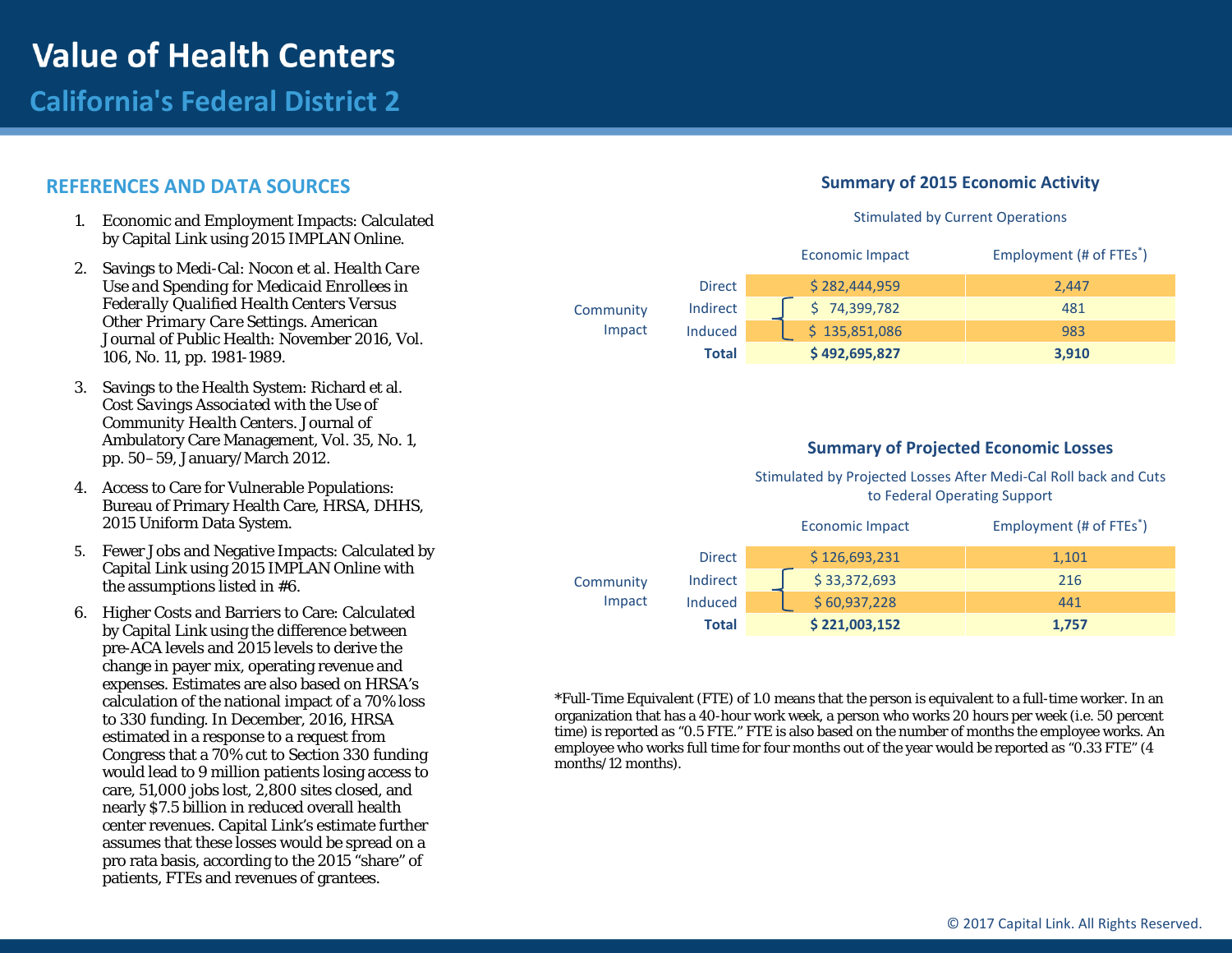# Value of Health Centers

## California's Federal District 2

## REFERENCES AND DATA SOURCES

1. Economic and Employment Impacts: Calculated by Capital Link using 2015 IMPLAN Online.
2. Savings to Medi-Cal: Nocon et al. *Health Care Use and Spending for Medicaid Enrollees in Federally Qualified Health Centers Versus Other Primary Care Settings.* American Journal of Public Health: November 2016, Vol. 106, No. 11, pp. 1981-1989.
3. Savings to the Health System: Richard et al. *Cost Savings Associated with the Use of Community Health Centers.* Journal of Ambulatory Care Management, Vol. 35, No. 1, pp. 50–59, January/March 2012.
4. Access to Care for Vulnerable Populations: Bureau of Primary Health Care, HRSA, DHHS, 2015 Uniform Data System.
5. Fewer Jobs and Negative Impacts: Calculated by Capital Link using 2015 IMPLAN Online with the assumptions listed in #6.
6. Higher Costs and Barriers to Care: Calculated by Capital Link using the difference between pre-ACA levels and 2015 levels to derive the change in payer mix, operating revenue and expenses. Estimates are also based on HRSA's calculation of the national impact of a 70% loss to 330 funding. In December, 2016, HRSA estimated in a response to a request from Congress that a 70% cut to Section 330 funding would lead to 9 million patients losing access to care, 51,000 jobs lost, 2,800 sites closed, and nearly $7.5 billion in reduced overall health center revenues. Capital Link's estimate further assumes that these losses would be spread on a pro rata basis, according to the 2015 "share" of patients, FTEs and revenues of grantees.

### Summary of 2015 Economic Activity

Stimulated by Current Operations

| | | Economic Impact | Employment (# of FTEs*) |
|---|---|---|---|
| | Direct | $ 282,444,959 | 2,447 |
| Community Impact | Indirect | $ 74,399,782 | 481 |
| | Induced | $ 135,851,086 | 983 |
| | **Total** | **$ 492,695,827** | **3,910** |

### Summary of Projected Economic Losses

Stimulated by Projected Losses After Medi-Cal Roll back and Cuts to Federal Operating Support

| | | Economic Impact | Employment (# of FTEs*) |
|---|---|---|---|
| | Direct | $ 126,693,231 | 1,101 |
| Community Impact | Indirect | $ 33,372,693 | 216 |
| | Induced | $ 60,937,228 | 441 |
| | **Total** | **$ 221,003,152** | **1,757** |

*Full-Time Equivalent (FTE) of 1.0 means that the person is equivalent to a full-time worker. In an organization that has a 40-hour work week, a person who works 20 hours per week (i.e. 50 percent time) is reported as "0.5 FTE." FTE is also based on the number of months the employee works. An employee who works full time for four months out of the year would be reported as "0.33 FTE" (4 months/12 months).

© 2017 Capital Link. All Rights Reserved.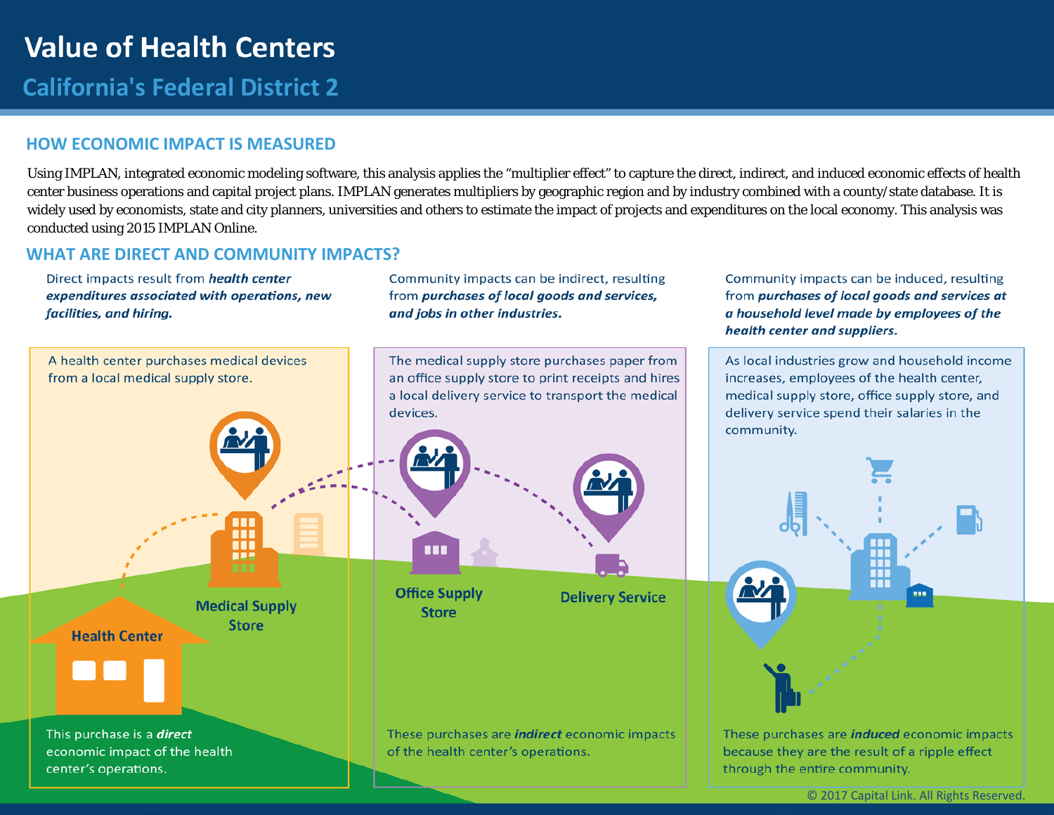# Value of Health Centers

## California's Federal District 2

### HOW ECONOMIC IMPACT IS MEASURED

Using IMPLAN, integrated economic modeling software, this analysis applies the "multiplier effect" to capture the direct, indirect, and induced economic effects of health center business operations and capital project plans. IMPLAN generates multipliers by geographic region and by industry combined with a county/state database. It is widely used by economists, state and city planners, universities and others to estimate the impact of projects and expenditures on the local economy. This analysis was conducted using 2015 IMPLAN Online.

### WHAT ARE DIRECT AND COMMUNITY IMPACTS?

Direct impacts result from ***health center expenditures associated with operations, new facilities, and hiring.***

A health center purchases medical devices from a local medical supply store.

Medical Supply Store

Health Center

This purchase is a ***direct*** economic impact of the health center's operations.

Community impacts can be indirect, resulting from ***purchases of local goods and services, and jobs in other industries.***

The medical supply store purchases paper from an office supply store to print receipts and hires a local delivery service to transport the medical devices.

Office Supply Store

Delivery Service

These purchases are ***indirect*** economic impacts of the health center's operations.

Community impacts can be induced, resulting from ***purchases of local goods and services at a household level made by employees of the health center and suppliers.***

As local industries grow and household income increases, employees of the health center, medical supply store, office supply store, and delivery service spend their salaries in the community.

These purchases are ***induced*** economic impacts because they are the result of a ripple effect through the entire community.

© 2017 Capital Link. All Rights Reserved.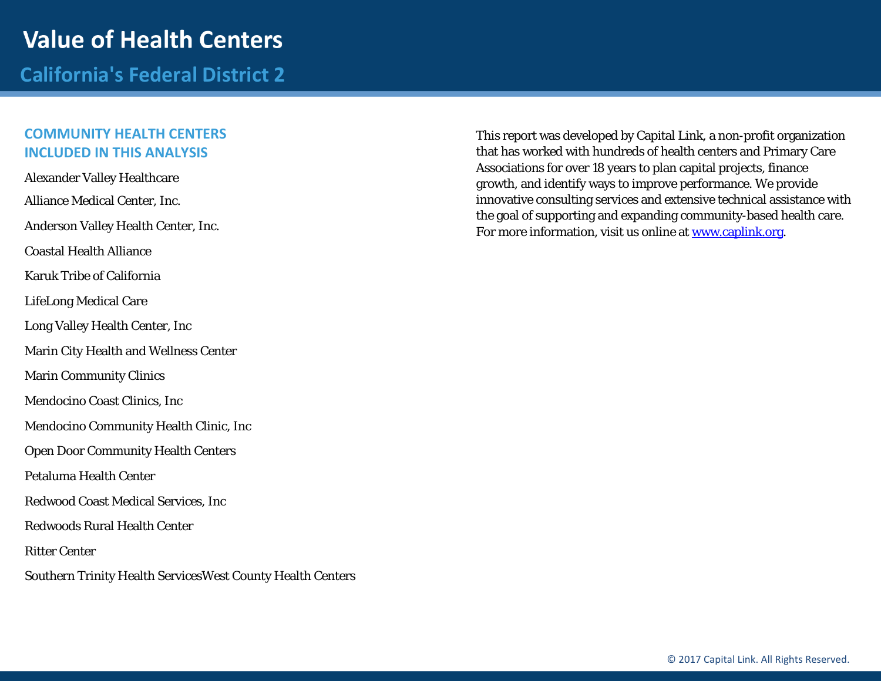# Value of Health Centers

## California's Federal District 2

### COMMUNITY HEALTH CENTERS INCLUDED IN THIS ANALYSIS

Alexander Valley Healthcare

Alliance Medical Center, Inc.

Anderson Valley Health Center, Inc.

Coastal Health Alliance

Karuk Tribe of California

LifeLong Medical Care

Long Valley Health Center, Inc

Marin City Health and Wellness Center

Marin Community Clinics

Mendocino Coast Clinics, Inc

Mendocino Community Health Clinic, Inc

Open Door Community Health Centers

Petaluma Health Center

Redwood Coast Medical Services, Inc

Redwoods Rural Health Center

Ritter Center

Southern Trinity Health ServicesWest County Health Centers

This report was developed by Capital Link, a non-profit organization that has worked with hundreds of health centers and Primary Care Associations for over 18 years to plan capital projects, finance growth, and identify ways to improve performance. We provide innovative consulting services and extensive technical assistance with the goal of supporting and expanding community-based health care. For more information, visit us online at www.caplink.org.

© 2017 Capital Link. All Rights Reserved.